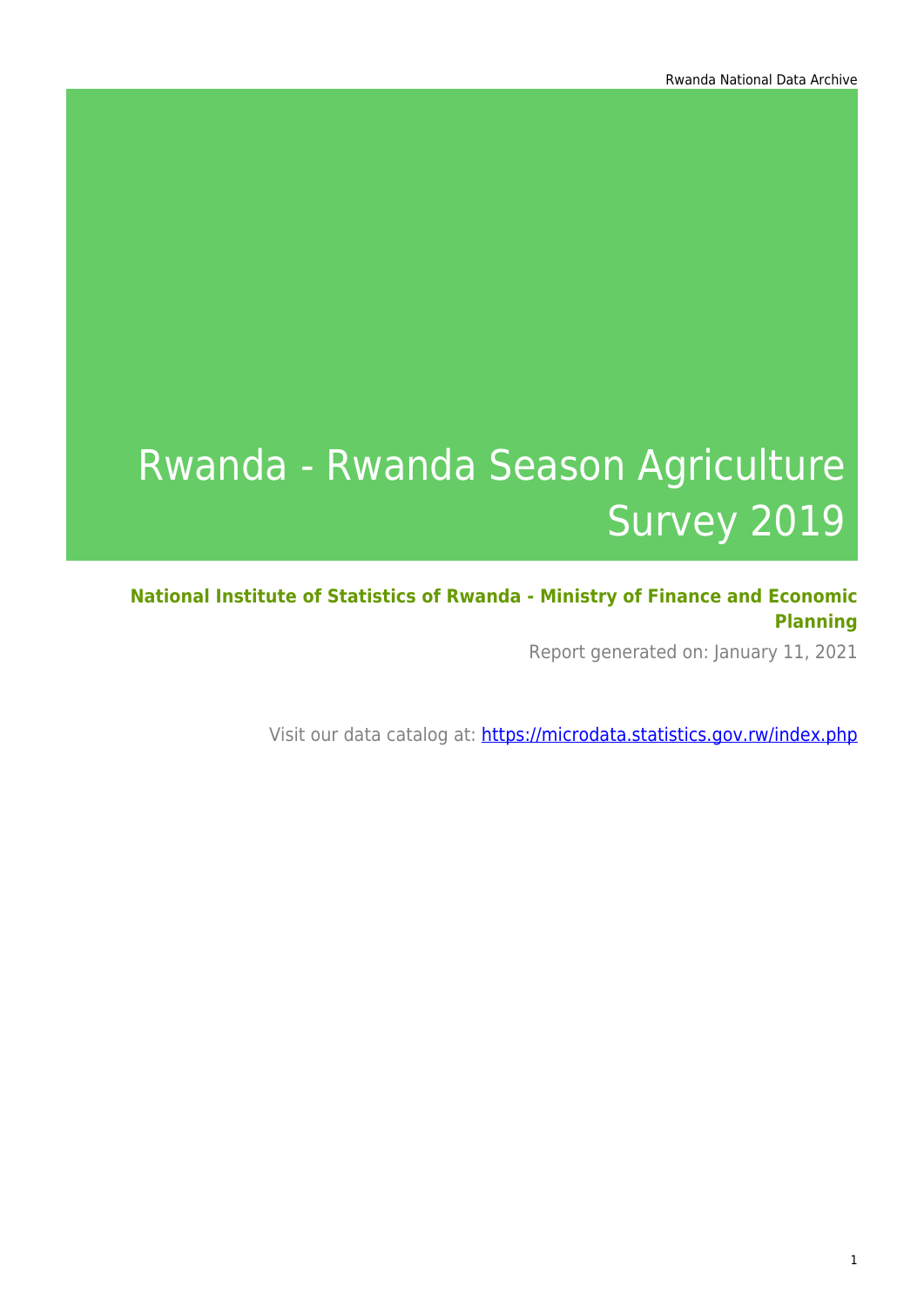# Rwanda - Rwanda Season Agriculture Survey 2019

**National Institute of Statistics of Rwanda - Ministry of Finance and Economic Planning**

Report generated on: January 11, 2021

Visit our data catalog at: https://microdata.statistics.gov.rw/index.php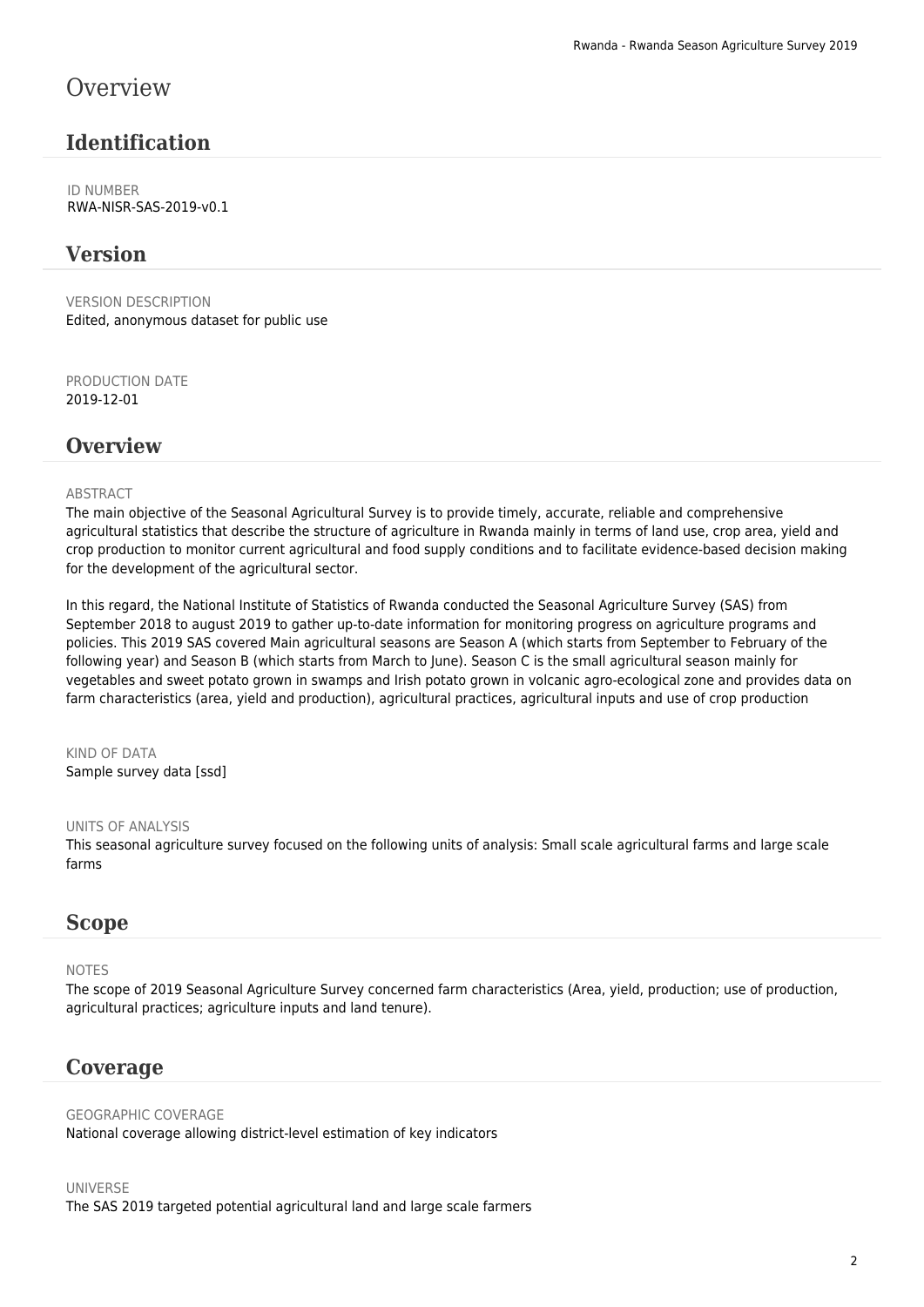# Overview

## Identification

ID NUMBER
RWA-NISR-SAS-2019-v0.1

## Version

VERSION DESCRIPTION
Edited, anonymous dataset for public use

PRODUCTION DATE
2019-12-01

## Overview

ABSTRACT
The main objective of the Seasonal Agricultural Survey is to provide timely, accurate, reliable and comprehensive agricultural statistics that describe the structure of agriculture in Rwanda mainly in terms of land use, crop area, yield and crop production to monitor current agricultural and food supply conditions and to facilitate evidence-based decision making for the development of the agricultural sector.

In this regard, the National Institute of Statistics of Rwanda conducted the Seasonal Agriculture Survey (SAS) from September 2018 to august 2019 to gather up-to-date information for monitoring progress on agriculture programs and policies. This 2019 SAS covered Main agricultural seasons are Season A (which starts from September to February of the following year) and Season B (which starts from March to June). Season C is the small agricultural season mainly for vegetables and sweet potato grown in swamps and Irish potato grown in volcanic agro-ecological zone and provides data on farm characteristics (area, yield and production), agricultural practices, agricultural inputs and use of crop production

KIND OF DATA
Sample survey data [ssd]

UNITS OF ANALYSIS
This seasonal agriculture survey focused on the following units of analysis: Small scale agricultural farms and large scale farms

## Scope

NOTES
The scope of 2019 Seasonal Agriculture Survey concerned farm characteristics (Area, yield, production; use of production, agricultural practices; agriculture inputs and land tenure).

## Coverage

GEOGRAPHIC COVERAGE
National coverage allowing district-level estimation of key indicators

UNIVERSE
The SAS 2019 targeted potential agricultural land and large scale farmers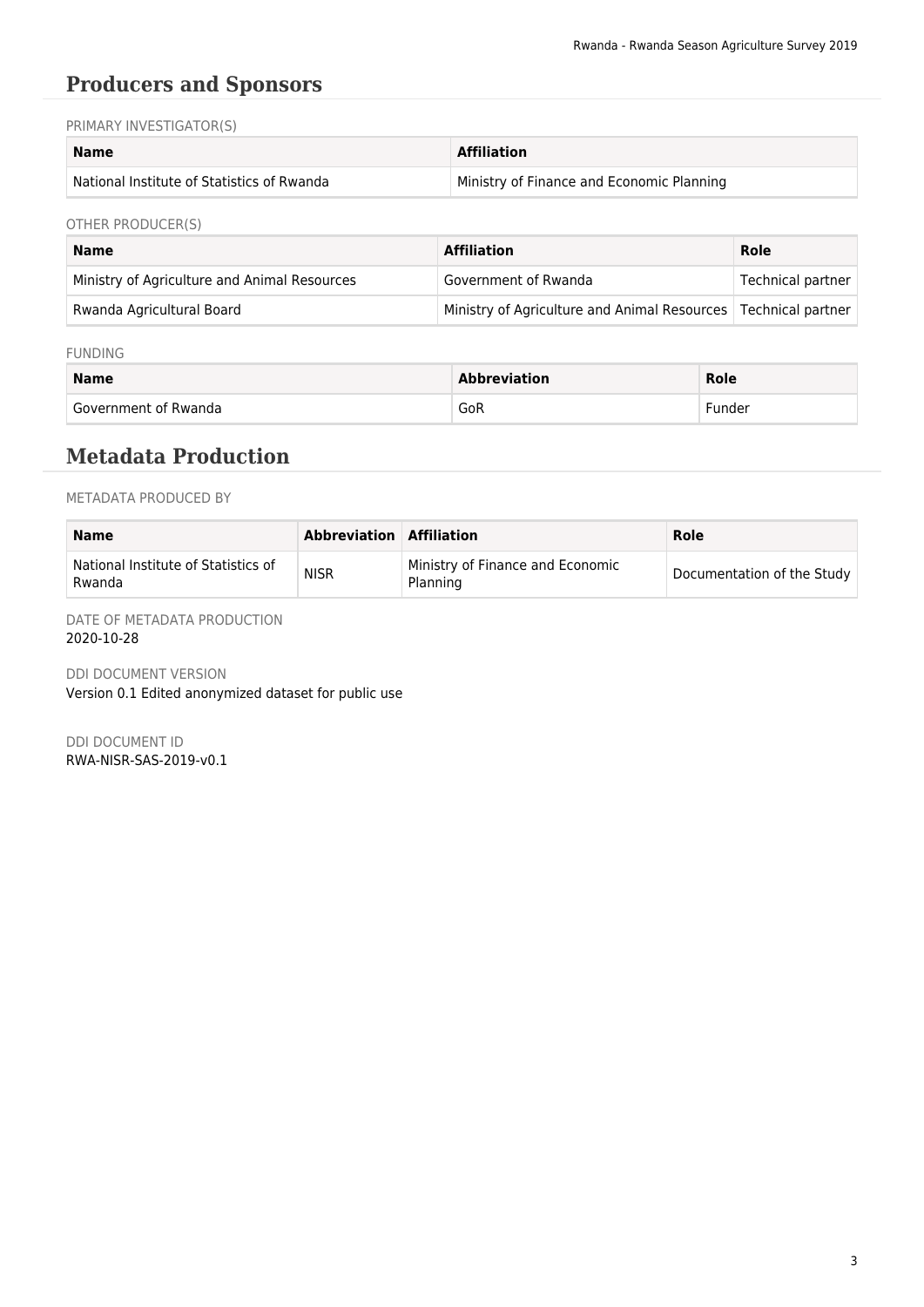## Producers and Sponsors

PRIMARY INVESTIGATOR(S)

| Name | Affiliation |
| --- | --- |
| National Institute of Statistics of Rwanda | Ministry of Finance and Economic Planning |

OTHER PRODUCER(S)

| Name | Affiliation | Role |
| --- | --- | --- |
| Ministry of Agriculture and Animal Resources | Government of Rwanda | Technical partner |
| Rwanda Agricultural Board | Ministry of Agriculture and Animal Resources | Technical partner |

FUNDING

| Name | Abbreviation | Role |
| --- | --- | --- |
| Government of Rwanda | GoR | Funder |

## Metadata Production

METADATA PRODUCED BY

| Name | Abbreviation | Affiliation | Role |
| --- | --- | --- | --- |
| National Institute of Statistics of Rwanda | NISR | Ministry of Finance and Economic Planning | Documentation of the Study |

DATE OF METADATA PRODUCTION
2020-10-28

DDI DOCUMENT VERSION
Version 0.1 Edited anonymized dataset for public use

DDI DOCUMENT ID
RWA-NISR-SAS-2019-v0.1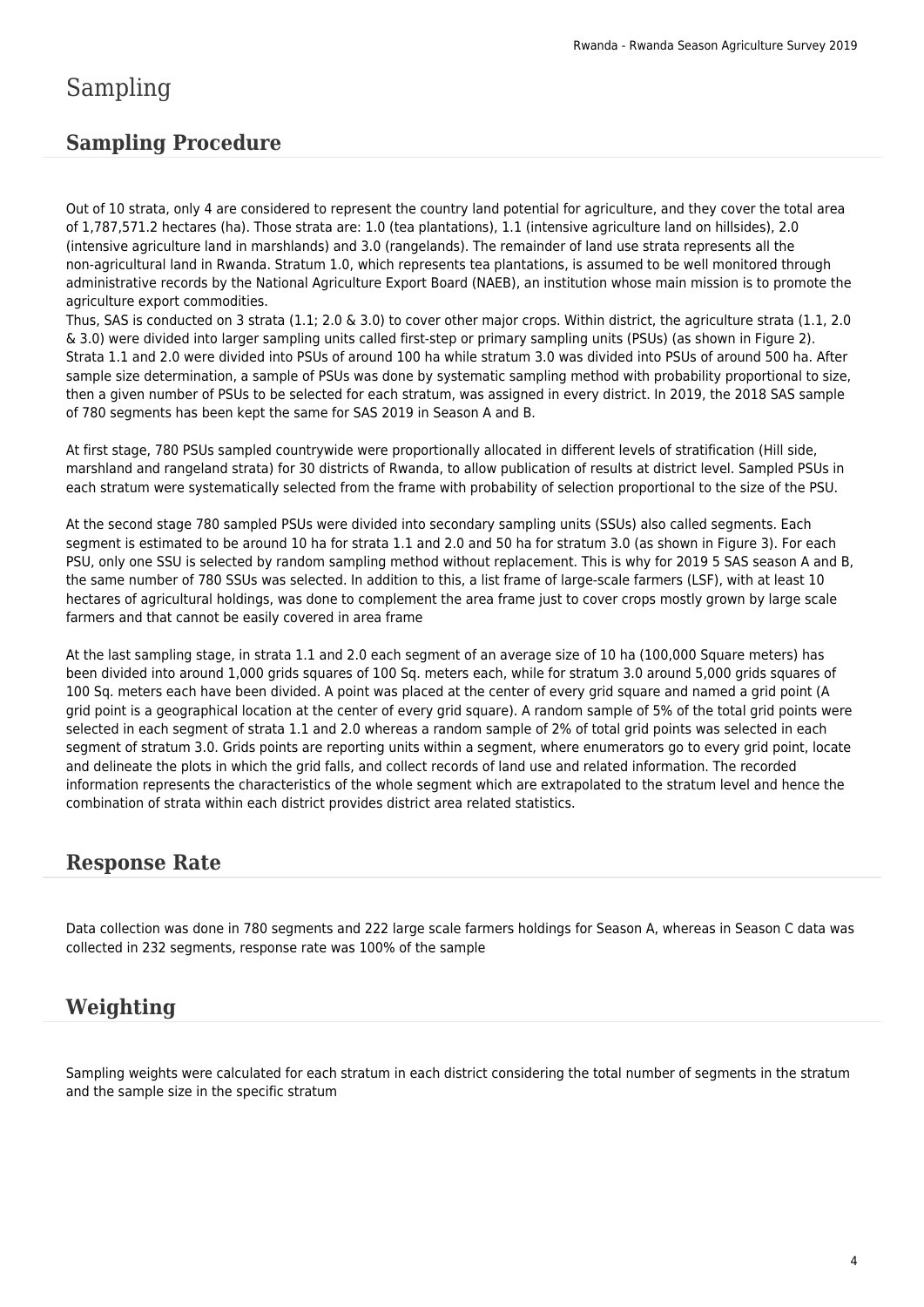# Sampling

## Sampling Procedure

Out of 10 strata, only 4 are considered to represent the country land potential for agriculture, and they cover the total area of 1,787,571.2 hectares (ha). Those strata are: 1.0 (tea plantations), 1.1 (intensive agriculture land on hillsides), 2.0 (intensive agriculture land in marshlands) and 3.0 (rangelands). The remainder of land use strata represents all the non-agricultural land in Rwanda. Stratum 1.0, which represents tea plantations, is assumed to be well monitored through administrative records by the National Agriculture Export Board (NAEB), an institution whose main mission is to promote the agriculture export commodities.
Thus, SAS is conducted on 3 strata (1.1; 2.0 & 3.0) to cover other major crops. Within district, the agriculture strata (1.1, 2.0 & 3.0) were divided into larger sampling units called first-step or primary sampling units (PSUs) (as shown in Figure 2). Strata 1.1 and 2.0 were divided into PSUs of around 100 ha while stratum 3.0 was divided into PSUs of around 500 ha. After sample size determination, a sample of PSUs was done by systematic sampling method with probability proportional to size, then a given number of PSUs to be selected for each stratum, was assigned in every district. In 2019, the 2018 SAS sample of 780 segments has been kept the same for SAS 2019 in Season A and B.

At first stage, 780 PSUs sampled countrywide were proportionally allocated in different levels of stratification (Hill side, marshland and rangeland strata) for 30 districts of Rwanda, to allow publication of results at district level. Sampled PSUs in each stratum were systematically selected from the frame with probability of selection proportional to the size of the PSU.

At the second stage 780 sampled PSUs were divided into secondary sampling units (SSUs) also called segments. Each segment is estimated to be around 10 ha for strata 1.1 and 2.0 and 50 ha for stratum 3.0 (as shown in Figure 3). For each PSU, only one SSU is selected by random sampling method without replacement. This is why for 2019 5 SAS season A and B, the same number of 780 SSUs was selected. In addition to this, a list frame of large-scale farmers (LSF), with at least 10 hectares of agricultural holdings, was done to complement the area frame just to cover crops mostly grown by large scale farmers and that cannot be easily covered in area frame

At the last sampling stage, in strata 1.1 and 2.0 each segment of an average size of 10 ha (100,000 Square meters) has been divided into around 1,000 grids squares of 100 Sq. meters each, while for stratum 3.0 around 5,000 grids squares of 100 Sq. meters each have been divided. A point was placed at the center of every grid square and named a grid point (A grid point is a geographical location at the center of every grid square). A random sample of 5% of the total grid points were selected in each segment of strata 1.1 and 2.0 whereas a random sample of 2% of total grid points was selected in each segment of stratum 3.0. Grids points are reporting units within a segment, where enumerators go to every grid point, locate and delineate the plots in which the grid falls, and collect records of land use and related information. The recorded information represents the characteristics of the whole segment which are extrapolated to the stratum level and hence the combination of strata within each district provides district area related statistics.

## Response Rate

Data collection was done in 780 segments and 222 large scale farmers holdings for Season A, whereas in Season C data was collected in 232 segments, response rate was 100% of the sample

## Weighting

Sampling weights were calculated for each stratum in each district considering the total number of segments in the stratum and the sample size in the specific stratum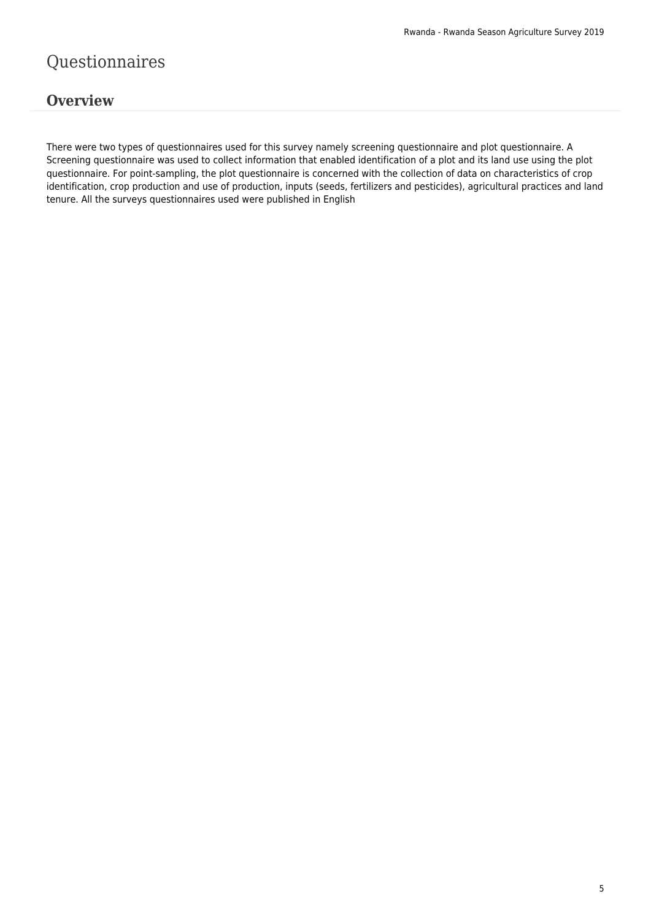# Questionnaires

## Overview

There were two types of questionnaires used for this survey namely screening questionnaire and plot questionnaire. A Screening questionnaire was used to collect information that enabled identification of a plot and its land use using the plot questionnaire. For point-sampling, the plot questionnaire is concerned with the collection of data on characteristics of crop identification, crop production and use of production, inputs (seeds, fertilizers and pesticides), agricultural practices and land tenure. All the surveys questionnaires used were published in English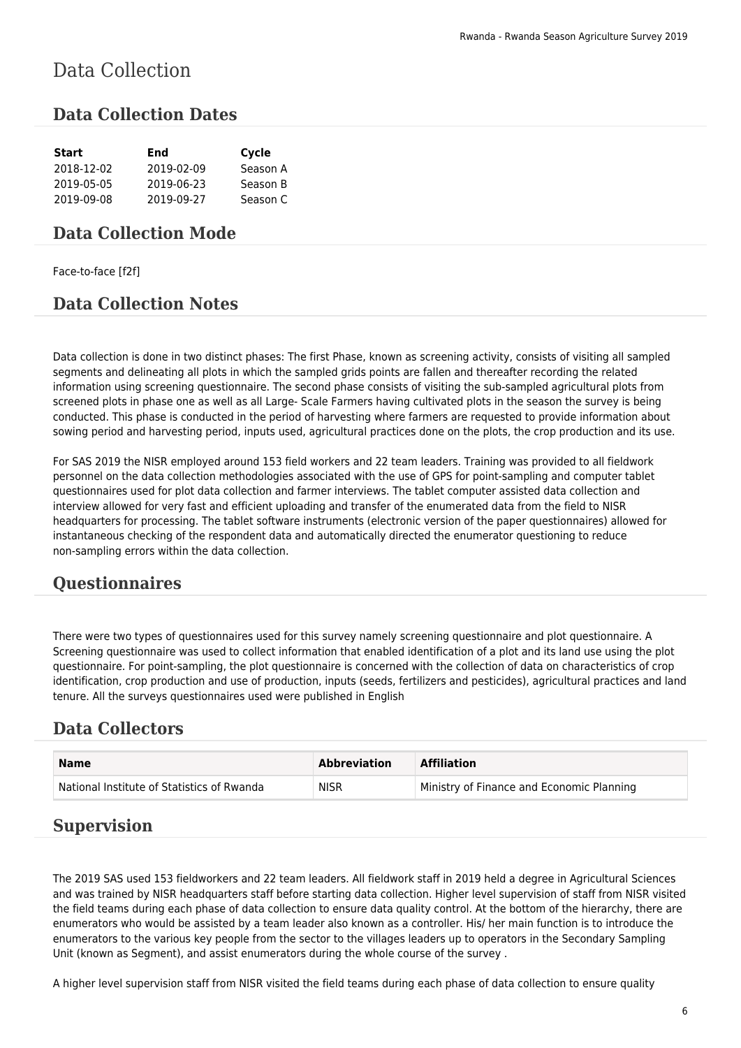# Data Collection

## Data Collection Dates

| Start | End | Cycle |
|---|---|---|
| 2018-12-02 | 2019-02-09 | Season A |
| 2019-05-05 | 2019-06-23 | Season B |
| 2019-09-08 | 2019-09-27 | Season C |

## Data Collection Mode

Face-to-face [f2f]

## Data Collection Notes

Data collection is done in two distinct phases: The first Phase, known as screening activity, consists of visiting all sampled segments and delineating all plots in which the sampled grids points are fallen and thereafter recording the related information using screening questionnaire. The second phase consists of visiting the sub-sampled agricultural plots from screened plots in phase one as well as all Large- Scale Farmers having cultivated plots in the season the survey is being conducted. This phase is conducted in the period of harvesting where farmers are requested to provide information about sowing period and harvesting period, inputs used, agricultural practices done on the plots, the crop production and its use.

For SAS 2019 the NISR employed around 153 field workers and 22 team leaders. Training was provided to all fieldwork personnel on the data collection methodologies associated with the use of GPS for point-sampling and computer tablet questionnaires used for plot data collection and farmer interviews. The tablet computer assisted data collection and interview allowed for very fast and efficient uploading and transfer of the enumerated data from the field to NISR headquarters for processing. The tablet software instruments (electronic version of the paper questionnaires) allowed for instantaneous checking of the respondent data and automatically directed the enumerator questioning to reduce non-sampling errors within the data collection.

## Questionnaires

There were two types of questionnaires used for this survey namely screening questionnaire and plot questionnaire. A Screening questionnaire was used to collect information that enabled identification of a plot and its land use using the plot questionnaire. For point-sampling, the plot questionnaire is concerned with the collection of data on characteristics of crop identification, crop production and use of production, inputs (seeds, fertilizers and pesticides), agricultural practices and land tenure. All the surveys questionnaires used were published in English

## Data Collectors

| Name | Abbreviation | Affiliation |
|---|---|---|
| National Institute of Statistics of Rwanda | NISR | Ministry of Finance and Economic Planning |

## Supervision

The 2019 SAS used 153 fieldworkers and 22 team leaders. All fieldwork staff in 2019 held a degree in Agricultural Sciences and was trained by NISR headquarters staff before starting data collection. Higher level supervision of staff from NISR visited the field teams during each phase of data collection to ensure data quality control. At the bottom of the hierarchy, there are enumerators who would be assisted by a team leader also known as a controller. His/ her main function is to introduce the enumerators to the various key people from the sector to the villages leaders up to operators in the Secondary Sampling Unit (known as Segment), and assist enumerators during the whole course of the survey .

A higher level supervision staff from NISR visited the field teams during each phase of data collection to ensure quality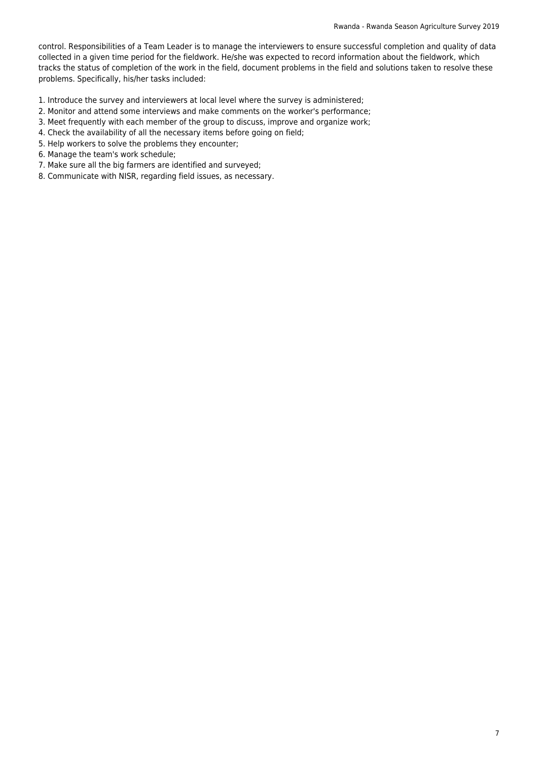control. Responsibilities of a Team Leader is to manage the interviewers to ensure successful completion and quality of data collected in a given time period for the fieldwork. He/she was expected to record information about the fieldwork, which tracks the status of completion of the work in the field, document problems in the field and solutions taken to resolve these problems. Specifically, his/her tasks included:

1. Introduce the survey and interviewers at local level where the survey is administered;
2. Monitor and attend some interviews and make comments on the worker's performance;
3. Meet frequently with each member of the group to discuss, improve and organize work;
4. Check the availability of all the necessary items before going on field;
5. Help workers to solve the problems they encounter;
6. Manage the team's work schedule;
7. Make sure all the big farmers are identified and surveyed;
8. Communicate with NISR, regarding field issues, as necessary.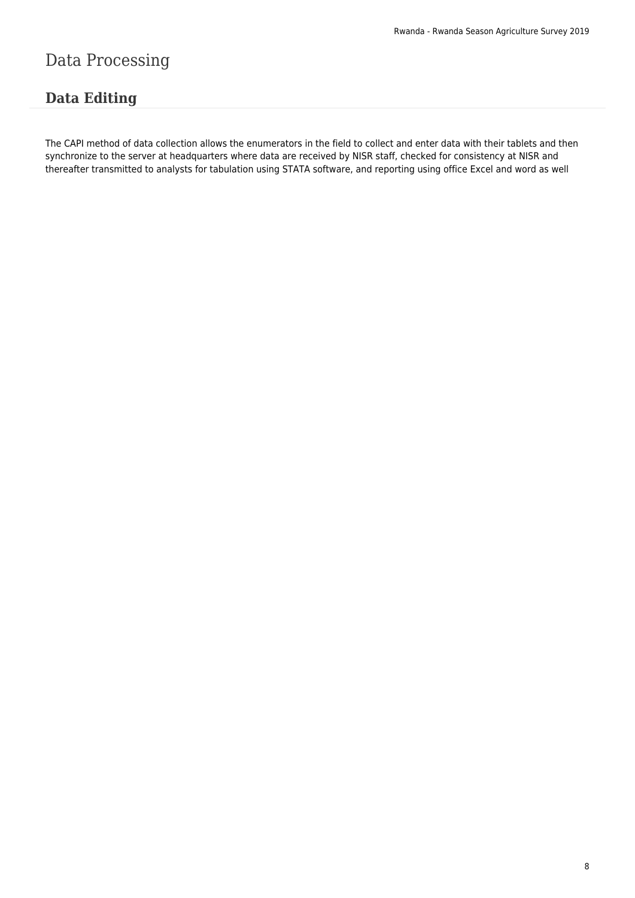# Data Processing

## Data Editing

The CAPI method of data collection allows the enumerators in the field to collect and enter data with their tablets and then synchronize to the server at headquarters where data are received by NISR staff, checked for consistency at NISR and thereafter transmitted to analysts for tabulation using STATA software, and reporting using office Excel and word as well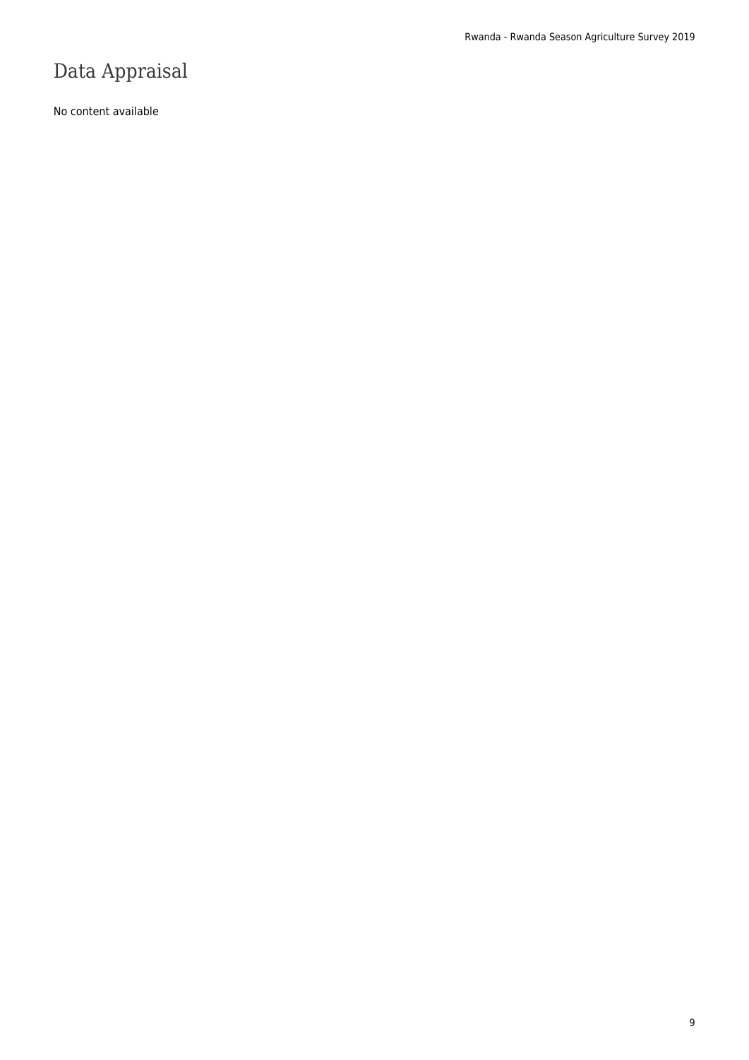# Data Appraisal

No content available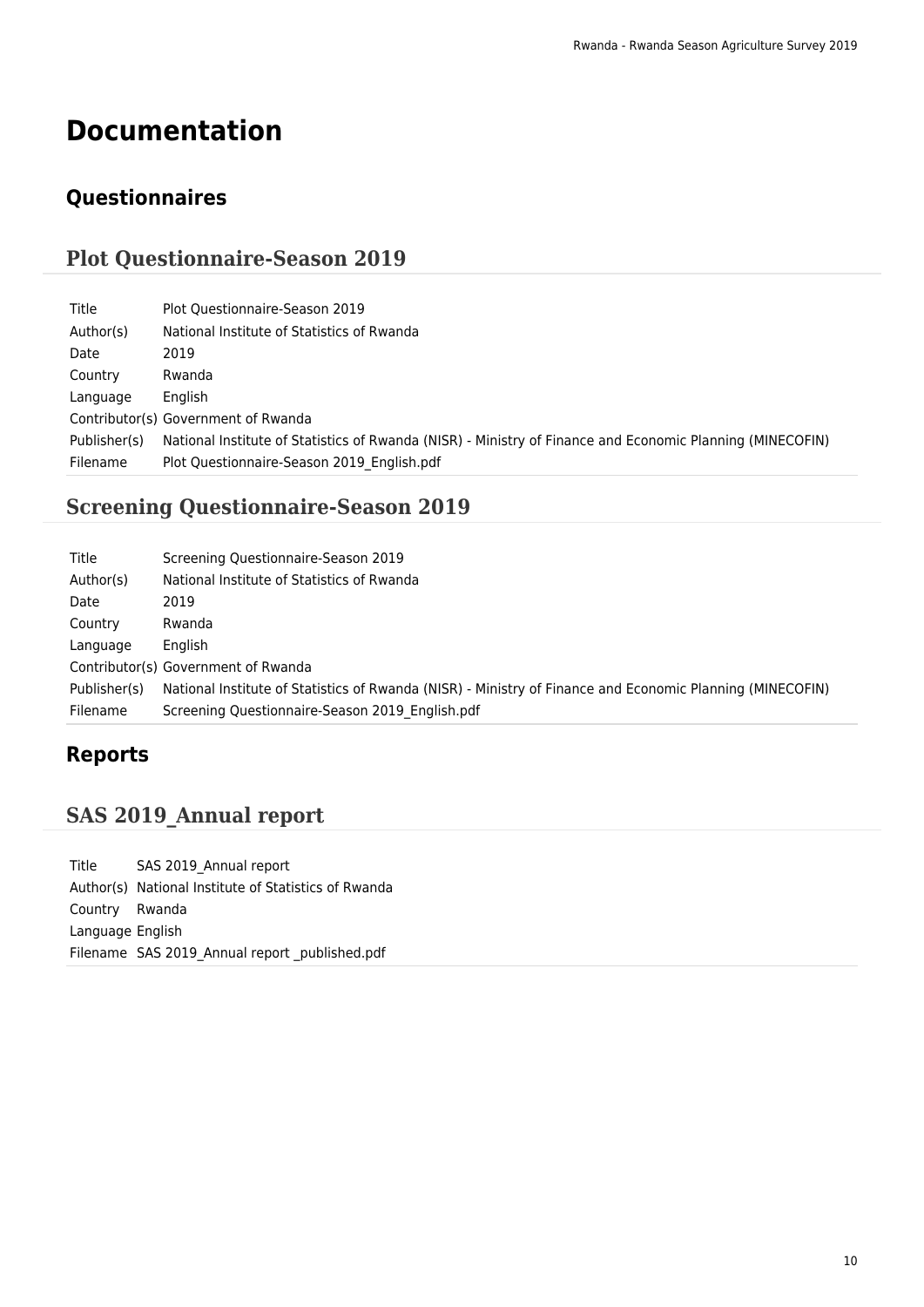# Documentation

## Questionnaires

### Plot Questionnaire-Season 2019

| | |
|---|---|
| Title | Plot Questionnaire-Season 2019 |
| Author(s) | National Institute of Statistics of Rwanda |
| Date | 2019 |
| Country | Rwanda |
| Language | English |
| Contributor(s) | Government of Rwanda |
| Publisher(s) | National Institute of Statistics of Rwanda (NISR) - Ministry of Finance and Economic Planning (MINECOFIN) |
| Filename | Plot Questionnaire-Season 2019_English.pdf |

### Screening Questionnaire-Season 2019

| | |
|---|---|
| Title | Screening Questionnaire-Season 2019 |
| Author(s) | National Institute of Statistics of Rwanda |
| Date | 2019 |
| Country | Rwanda |
| Language | English |
| Contributor(s) | Government of Rwanda |
| Publisher(s) | National Institute of Statistics of Rwanda (NISR) - Ministry of Finance and Economic Planning (MINECOFIN) |
| Filename | Screening Questionnaire-Season 2019_English.pdf |

## Reports

### SAS 2019_Annual report

| | |
|---|---|
| Title | SAS 2019_Annual report |
| Author(s) | National Institute of Statistics of Rwanda |
| Country | Rwanda |
| Language | English |
| Filename | SAS 2019_Annual report _published.pdf |